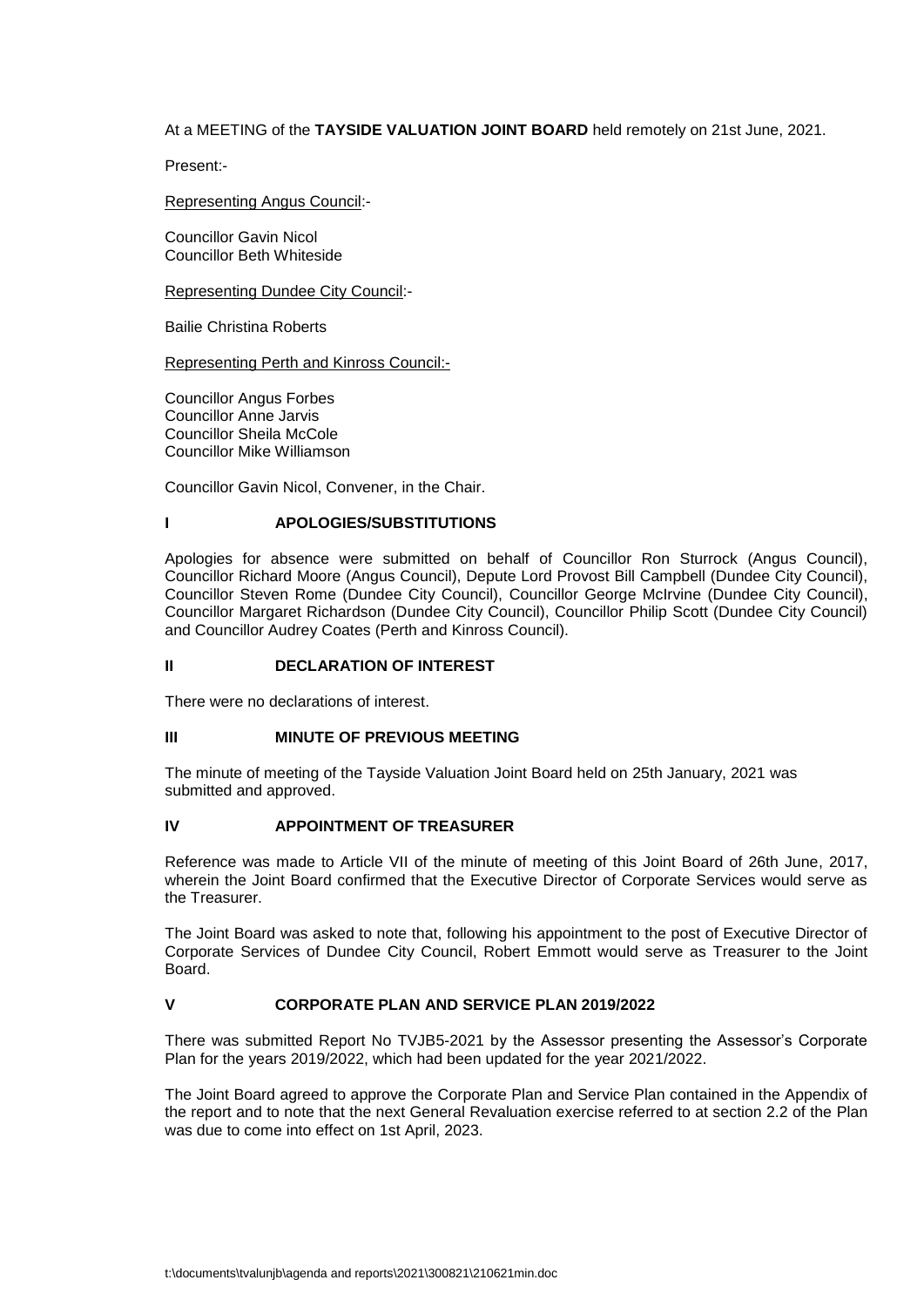At a MEETING of the **TAYSIDE VALUATION JOINT BOARD** held remotely on 21st June, 2021.

Present:-

Representing Angus Council:-

Councillor Gavin Nicol
Councillor Beth Whiteside

Representing Dundee City Council:-

Bailie Christina Roberts

Representing Perth and Kinross Council:-

Councillor Angus Forbes
Councillor Anne Jarvis
Councillor Sheila McCole
Councillor Mike Williamson

Councillor Gavin Nicol, Convener, in the Chair.

## I APOLOGIES/SUBSTITUTIONS

Apologies for absence were submitted on behalf of Councillor Ron Sturrock (Angus Council), Councillor Richard Moore (Angus Council), Depute Lord Provost Bill Campbell (Dundee City Council), Councillor Steven Rome (Dundee City Council), Councillor George McIrvine (Dundee City Council), Councillor Margaret Richardson (Dundee City Council), Councillor Philip Scott (Dundee City Council) and Councillor Audrey Coates (Perth and Kinross Council).

## II DECLARATION OF INTEREST

There were no declarations of interest.

## III MINUTE OF PREVIOUS MEETING

The minute of meeting of the Tayside Valuation Joint Board held on 25th January, 2021 was submitted and approved.

## IV APPOINTMENT OF TREASURER

Reference was made to Article VII of the minute of meeting of this Joint Board of 26th June, 2017, wherein the Joint Board confirmed that the Executive Director of Corporate Services would serve as the Treasurer.

The Joint Board was asked to note that, following his appointment to the post of Executive Director of Corporate Services of Dundee City Council, Robert Emmott would serve as Treasurer to the Joint Board.

## V CORPORATE PLAN AND SERVICE PLAN 2019/2022

There was submitted Report No TVJB5-2021 by the Assessor presenting the Assessor's Corporate Plan for the years 2019/2022, which had been updated for the year 2021/2022.

The Joint Board agreed to approve the Corporate Plan and Service Plan contained in the Appendix of the report and to note that the next General Revaluation exercise referred to at section 2.2 of the Plan was due to come into effect on 1st April, 2023.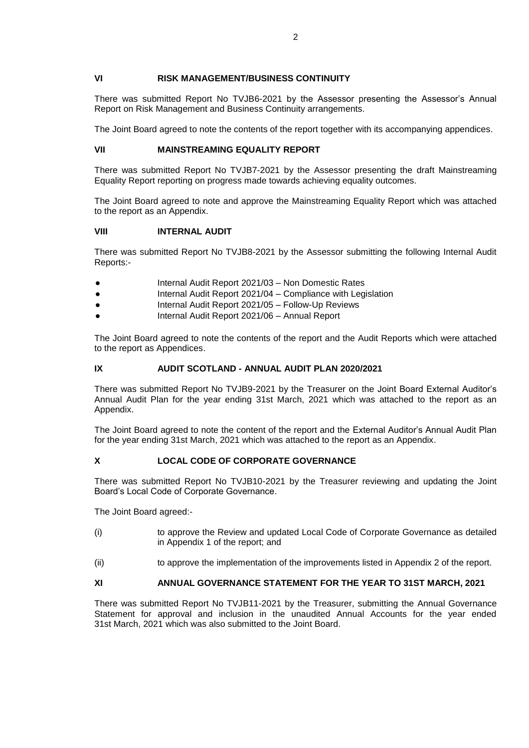## VI RISK MANAGEMENT/BUSINESS CONTINUITY

There was submitted Report No TVJB6-2021 by the Assessor presenting the Assessor's Annual Report on Risk Management and Business Continuity arrangements.

The Joint Board agreed to note the contents of the report together with its accompanying appendices.

## VII MAINSTREAMING EQUALITY REPORT

There was submitted Report No TVJB7-2021 by the Assessor presenting the draft Mainstreaming Equality Report reporting on progress made towards achieving equality outcomes.

The Joint Board agreed to note and approve the Mainstreaming Equality Report which was attached to the report as an Appendix.

## VIII INTERNAL AUDIT

There was submitted Report No TVJB8-2021 by the Assessor submitting the following Internal Audit Reports:-

- Internal Audit Report 2021/03 – Non Domestic Rates
- Internal Audit Report 2021/04 – Compliance with Legislation
- Internal Audit Report 2021/05 – Follow-Up Reviews
- Internal Audit Report 2021/06 – Annual Report

The Joint Board agreed to note the contents of the report and the Audit Reports which were attached to the report as Appendices.

## IX AUDIT SCOTLAND - ANNUAL AUDIT PLAN 2020/2021

There was submitted Report No TVJB9-2021 by the Treasurer on the Joint Board External Auditor's Annual Audit Plan for the year ending 31st March, 2021 which was attached to the report as an Appendix.

The Joint Board agreed to note the content of the report and the External Auditor's Annual Audit Plan for the year ending 31st March, 2021 which was attached to the report as an Appendix.

## X LOCAL CODE OF CORPORATE GOVERNANCE

There was submitted Report No TVJB10-2021 by the Treasurer reviewing and updating the Joint Board's Local Code of Corporate Governance.

The Joint Board agreed:-

(i) to approve the Review and updated Local Code of Corporate Governance as detailed in Appendix 1 of the report; and

(ii) to approve the implementation of the improvements listed in Appendix 2 of the report.

## XI ANNUAL GOVERNANCE STATEMENT FOR THE YEAR TO 31ST MARCH, 2021

There was submitted Report No TVJB11-2021 by the Treasurer, submitting the Annual Governance Statement for approval and inclusion in the unaudited Annual Accounts for the year ended 31st March, 2021 which was also submitted to the Joint Board.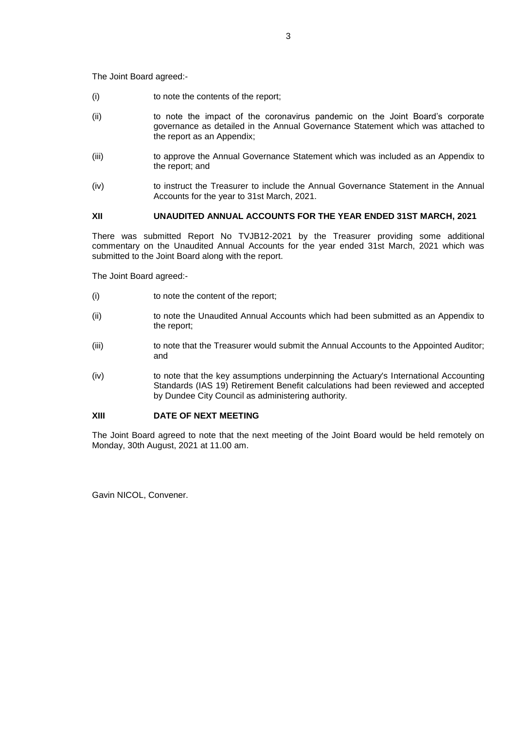The Joint Board agreed:-

(i) to note the contents of the report;

(ii) to note the impact of the coronavirus pandemic on the Joint Board's corporate governance as detailed in the Annual Governance Statement which was attached to the report as an Appendix;

(iii) to approve the Annual Governance Statement which was included as an Appendix to the report; and

(iv) to instruct the Treasurer to include the Annual Governance Statement in the Annual Accounts for the year to 31st March, 2021.

**XII UNAUDITED ANNUAL ACCOUNTS FOR THE YEAR ENDED 31ST MARCH, 2021**

There was submitted Report No TVJB12-2021 by the Treasurer providing some additional commentary on the Unaudited Annual Accounts for the year ended 31st March, 2021 which was submitted to the Joint Board along with the report.

The Joint Board agreed:-

(i) to note the content of the report;

(ii) to note the Unaudited Annual Accounts which had been submitted as an Appendix to the report;

(iii) to note that the Treasurer would submit the Annual Accounts to the Appointed Auditor; and

(iv) to note that the key assumptions underpinning the Actuary's International Accounting Standards (IAS 19) Retirement Benefit calculations had been reviewed and accepted by Dundee City Council as administering authority.

**XIII DATE OF NEXT MEETING**

The Joint Board agreed to note that the next meeting of the Joint Board would be held remotely on Monday, 30th August, 2021 at 11.00 am.

Gavin NICOL, Convener.